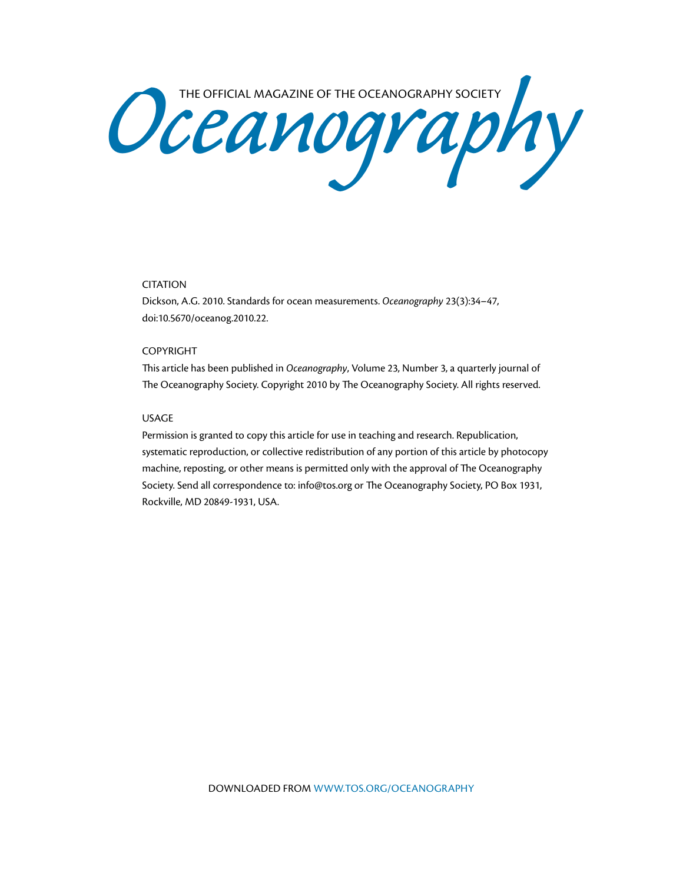# Oceanography

THE OFFICIAL MAGAZINE OF THE OCEANOGRAPHY SOCIETY

CITATION

Dickson, A.G. 2010. Standards for ocean measurements. *Oceanography* 23(3):34–47, doi:10.5670/oceanog.2010.22.

COPYRIGHT

This article has been published in *Oceanography*, Volume 23, Number 3, a quarterly journal of The Oceanography Society. Copyright 2010 by The Oceanography Society. All rights reserved.

USAGE

Permission is granted to copy this article for use in teaching and research. Republication, systematic reproduction, or collective redistribution of any portion of this article by photocopy machine, reposting, or other means is permitted only with the approval of The Oceanography Society. Send all correspondence to: info@tos.org or The Oceanography Society, PO Box 1931, Rockville, MD 20849-1931, USA.

DOWNLOADED FROM WWW.TOS.ORG/OCEANOGRAPHY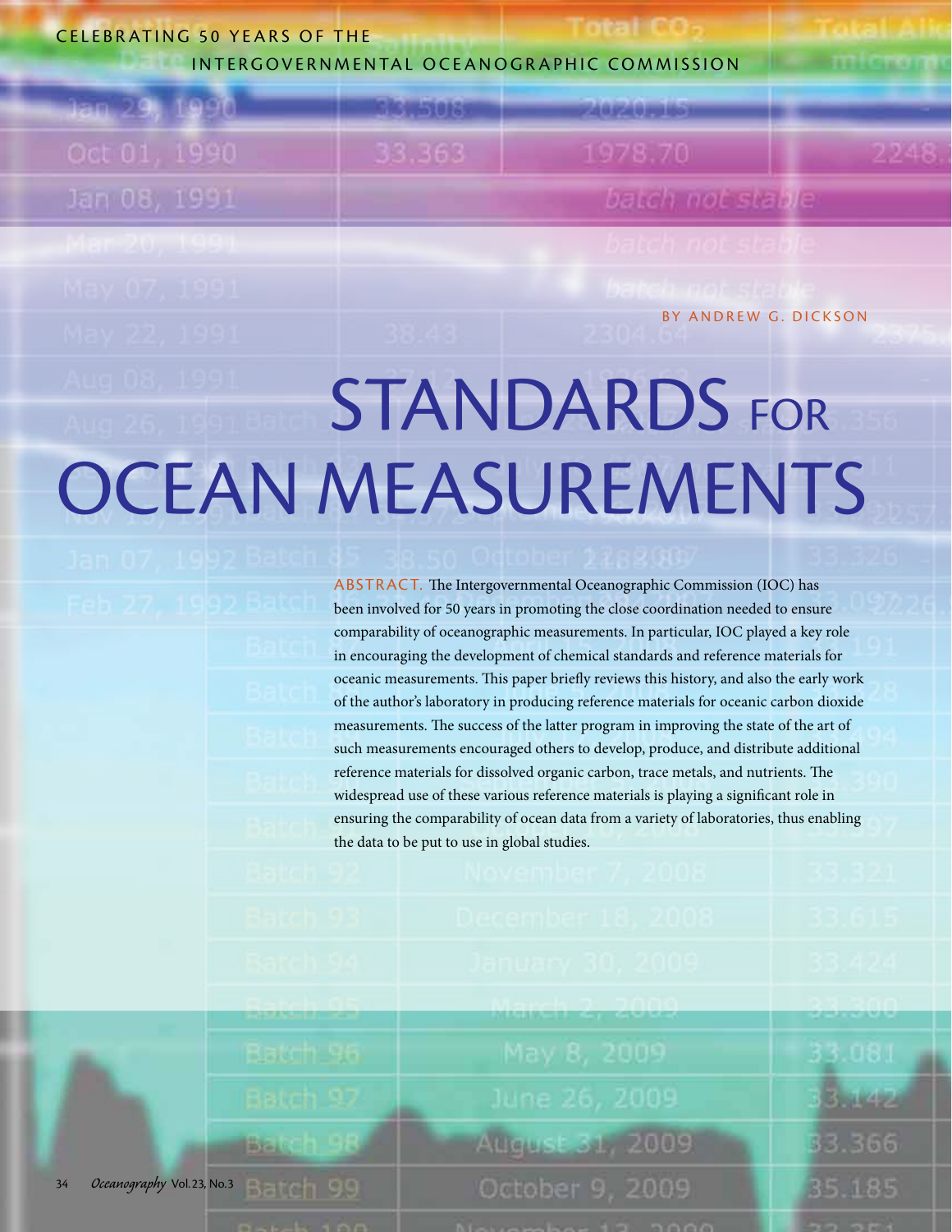CELEBRATING 50 YEARS OF THE INTERGOVERNMENTAL OCEANOGRAPHIC COMMISSION

BY ANDREW G. DICKSON

# STANDARDS FOR OCEAN MEASUREMENTS

ABSTRACT. The Intergovernmental Oceanographic Commission (IOC) has been involved for 50 years in promoting the close coordination needed to ensure comparability of oceanographic measurements. In particular, IOC played a key role in encouraging the development of chemical standards and reference materials for oceanic measurements. This paper briefly reviews this history, and also the early work of the author's laboratory in producing reference materials for oceanic carbon dioxide measurements. The success of the latter program in improving the state of the art of such measurements encouraged others to develop, produce, and distribute additional reference materials for dissolved organic carbon, trace metals, and nutrients. The widespread use of these various reference materials is playing a significant role in ensuring the comparability of ocean data from a variety of laboratories, thus enabling the data to be put to use in global studies.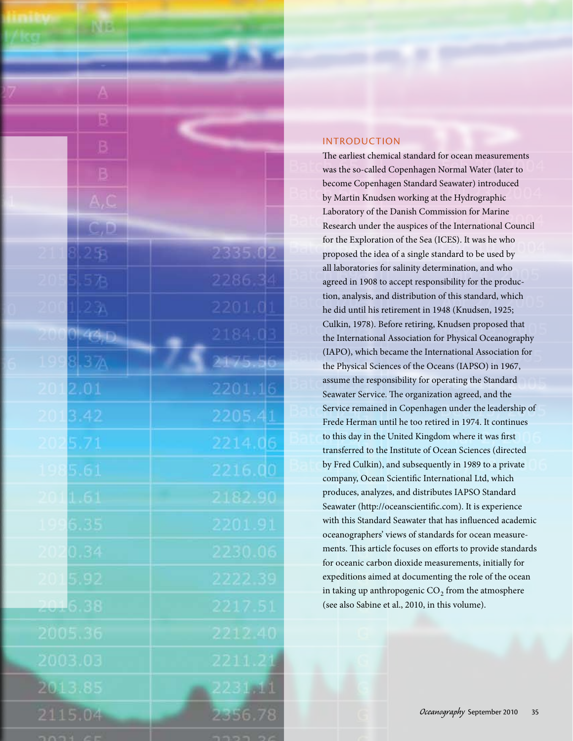## INTRODUCTION

The earliest chemical standard for ocean measurements was the so-called Copenhagen Normal Water (later to become Copenhagen Standard Seawater) introduced by Martin Knudsen working at the Hydrographic Laboratory of the Danish Commission for Marine Research under the auspices of the International Council for the Exploration of the Sea (ICES). It was he who proposed the idea of a single standard to be used by all laboratories for salinity determination, and who agreed in 1908 to accept responsibility for the production, analysis, and distribution of this standard, which he did until his retirement in 1948 (Knudsen, 1925; Culkin, 1978). Before retiring, Knudsen proposed that the International Association for Physical Oceanography (IAPO), which became the International Association for the Physical Sciences of the Oceans (IAPSO) in 1967, assume the responsibility for operating the Standard Seawater Service. The organization agreed, and the Service remained in Copenhagen under the leadership of Frede Herman until he too retired in 1974. It continues to this day in the United Kingdom where it was first transferred to the Institute of Ocean Sciences (directed by Fred Culkin), and subsequently in 1989 to a private company, Ocean Scientific International Ltd, which produces, analyzes, and distributes IAPSO Standard Seawater (http://oceanscientific.com). It is experience with this Standard Seawater that has influenced academic oceanographers' views of standards for ocean measurements. This article focuses on efforts to provide standards for oceanic carbon dioxide measurements, initially for expeditions aimed at documenting the role of the ocean in taking up anthropogenic $CO_2$ from the atmosphere (see also Sabine et al., 2010, in this volume).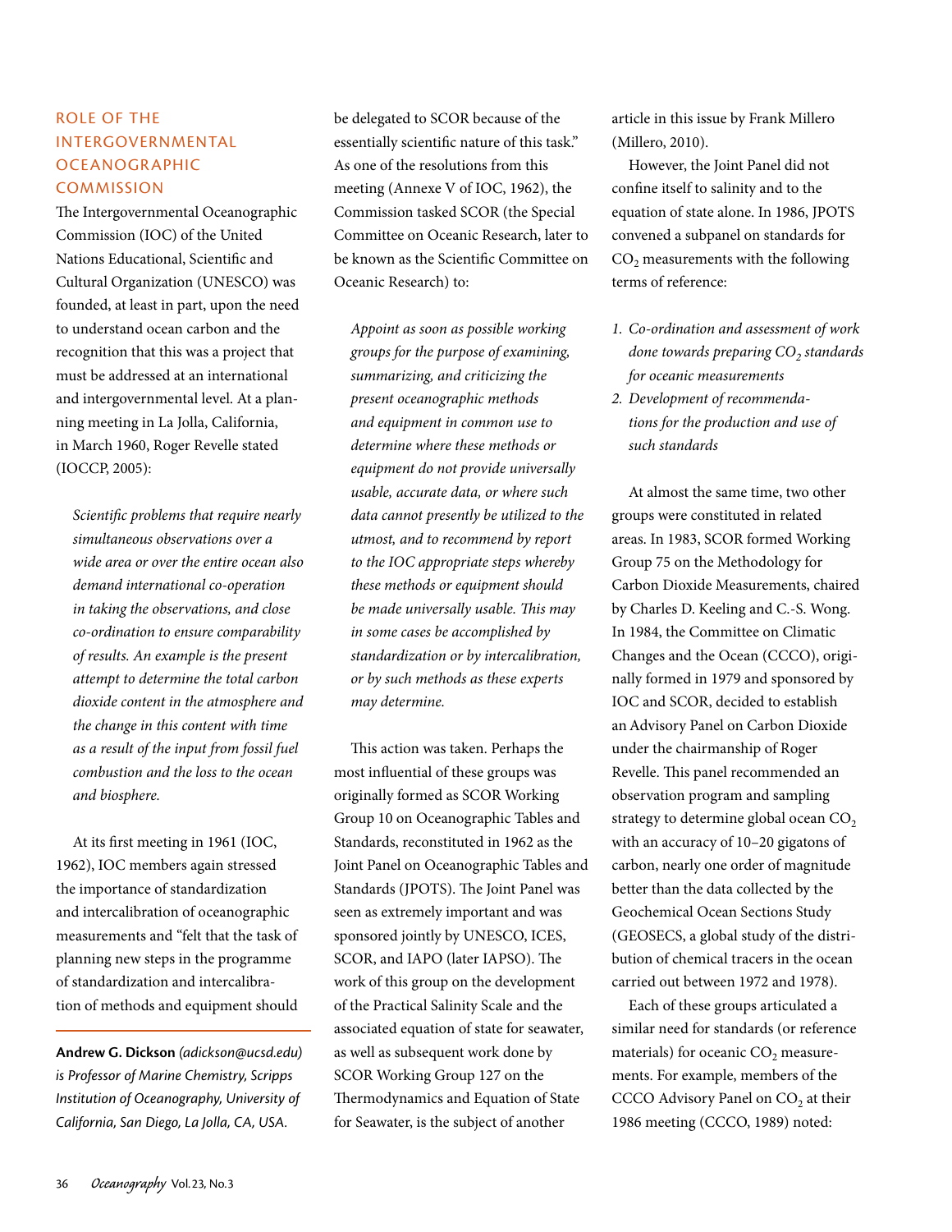## ROLE OF THE INTERGOVERNMENTAL OCEANOGRAPHIC COMMISSION

The Intergovernmental Oceanographic Commission (IOC) of the United Nations Educational, Scientific and Cultural Organization (UNESCO) was founded, at least in part, upon the need to understand ocean carbon and the recognition that this was a project that must be addressed at an international and intergovernmental level. At a planning meeting in La Jolla, California, in March 1960, Roger Revelle stated (IOCCP, 2005):

> *Scientific problems that require nearly simultaneous observations over a wide area or over the entire ocean also demand international co-operation in taking the observations, and close co-ordination to ensure comparability of results. An example is the present attempt to determine the total carbon dioxide content in the atmosphere and the change in this content with time as a result of the input from fossil fuel combustion and the loss to the ocean and biosphere.*

At its first meeting in 1961 (IOC, 1962), IOC members again stressed the importance of standardization and intercalibration of oceanographic measurements and "felt that the task of planning new steps in the programme of standardization and intercalibration of methods and equipment should be delegated to SCOR because of the essentially scientific nature of this task." As one of the resolutions from this meeting (Annexe V of IOC, 1962), the Commission tasked SCOR (the Special Committee on Oceanic Research, later to be known as the Scientific Committee on Oceanic Research) to:

> *Appoint as soon as possible working groups for the purpose of examining, summarizing, and criticizing the present oceanographic methods and equipment in common use to determine where these methods or equipment do not provide universally usable, accurate data, or where such data cannot presently be utilized to the utmost, and to recommend by report to the IOC appropriate steps whereby these methods or equipment should be made universally usable. This may in some cases be accomplished by standardization or by intercalibration, or by such methods as these experts may determine.*

This action was taken. Perhaps the most influential of these groups was originally formed as SCOR Working Group 10 on Oceanographic Tables and Standards, reconstituted in 1962 as the Joint Panel on Oceanographic Tables and Standards (JPOTS). The Joint Panel was seen as extremely important and was sponsored jointly by UNESCO, ICES, SCOR, and IAPO (later IAPSO). The work of this group on the development of the Practical Salinity Scale and the associated equation of state for seawater, as well as subsequent work done by SCOR Working Group 127 on the Thermodynamics and Equation of State for Seawater, is the subject of another article in this issue by Frank Millero (Millero, 2010).

However, the Joint Panel did not confine itself to salinity and to the equation of state alone. In 1986, JPOTS convened a subpanel on standards for $CO_2$ measurements with the following terms of reference:

1. *Co-ordination and assessment of work done towards preparing $CO_2$ standards for oceanic measurements*
2. *Development of recommendations for the production and use of such standards*

At almost the same time, two other groups were constituted in related areas. In 1983, SCOR formed Working Group 75 on the Methodology for Carbon Dioxide Measurements, chaired by Charles D. Keeling and C.-S. Wong. In 1984, the Committee on Climatic Changes and the Ocean (CCCO), originally formed in 1979 and sponsored by IOC and SCOR, decided to establish an Advisory Panel on Carbon Dioxide under the chairmanship of Roger Revelle. This panel recommended an observation program and sampling strategy to determine global ocean $CO_2$ with an accuracy of 10–20 gigatons of carbon, nearly one order of magnitude better than the data collected by the Geochemical Ocean Sections Study (GEOSECS, a global study of the distribution of chemical tracers in the ocean carried out between 1972 and 1978).

Each of these groups articulated a similar need for standards (or reference materials) for oceanic $CO_2$ measurements. For example, members of the CCCO Advisory Panel on $CO_2$ at their 1986 meeting (CCCO, 1989) noted:

---

**Andrew G. Dickson** *(adickson@ucsd.edu) is Professor of Marine Chemistry, Scripps Institution of Oceanography, University of California, San Diego, La Jolla, CA, USA.*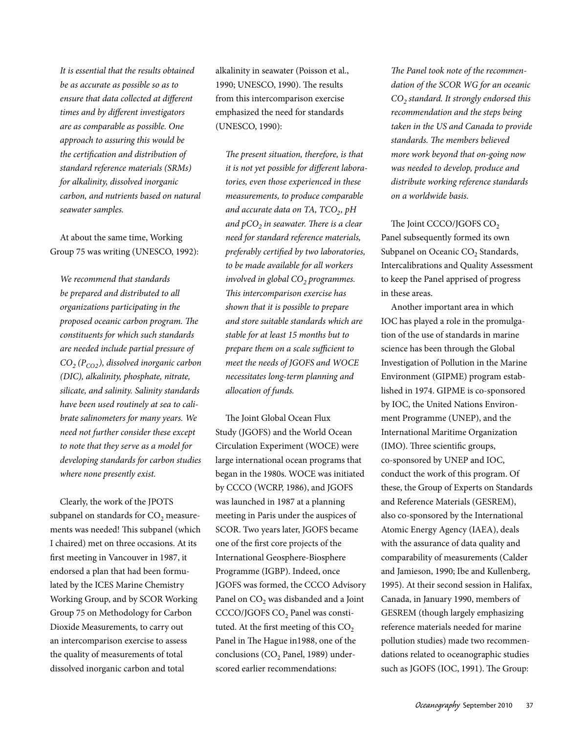*It is essential that the results obtained be as accurate as possible so as to ensure that data collected at different times and by different investigators are as comparable as possible. One approach to assuring this would be the certification and distribution of standard reference materials (SRMs) for alkalinity, dissolved inorganic carbon, and nutrients based on natural seawater samples.*

At about the same time, Working Group 75 was writing (UNESCO, 1992):

*We recommend that standards be prepared and distributed to all organizations participating in the proposed oceanic carbon program. The constituents for which such standards are needed include partial pressure of $CO_2$ ($P_{CO2}$), dissolved inorganic carbon (DIC), alkalinity, phosphate, nitrate, silicate, and salinity. Salinity standards have been used routinely at sea to calibrate salinometers for many years. We need not further consider these except to note that they serve as a model for developing standards for carbon studies where none presently exist.*

Clearly, the work of the JPOTS subpanel on standards for $CO_2$ measurements was needed! This subpanel (which I chaired) met on three occasions. At its first meeting in Vancouver in 1987, it endorsed a plan that had been formulated by the ICES Marine Chemistry Working Group, and by SCOR Working Group 75 on Methodology for Carbon Dioxide Measurements, to carry out an intercomparison exercise to assess the quality of measurements of total dissolved inorganic carbon and total alkalinity in seawater (Poisson et al., 1990; UNESCO, 1990). The results from this intercomparison exercise emphasized the need for standards (UNESCO, 1990):

*The present situation, therefore, is that it is not yet possible for different laboratories, even those experienced in these measurements, to produce comparable and accurate data on TA, $TCO_2$, pH and $pCO_2$ in seawater. There is a clear need for standard reference materials, preferably certified by two laboratories, to be made available for all workers involved in global $CO_2$ programmes. This intercomparison exercise has shown that it is possible to prepare and store suitable standards which are stable for at least 15 months but to prepare them on a scale sufficient to meet the needs of JGOFS and WOCE necessitates long-term planning and allocation of funds.*

The Joint Global Ocean Flux Study (JGOFS) and the World Ocean Circulation Experiment (WOCE) were large international ocean programs that began in the 1980s. WOCE was initiated by CCCO (WCRP, 1986), and JGOFS was launched in 1987 at a planning meeting in Paris under the auspices of SCOR. Two years later, JGOFS became one of the first core projects of the International Geosphere-Biosphere Programme (IGBP). Indeed, once JGOFS was formed, the CCCO Advisory Panel on $CO_2$ was disbanded and a Joint CCCO/JGOFS $CO_2$ Panel was constituted. At the first meeting of this $CO_2$ Panel in The Hague in1988, one of the conclusions ($CO_2$ Panel, 1989) underscored earlier recommendations:

*The Panel took note of the recommendation of the SCOR WG for an oceanic $CO_2$ standard. It strongly endorsed this recommendation and the steps being taken in the US and Canada to provide standards. The members believed more work beyond that on-going now was needed to develop, produce and distribute working reference standards on a worldwide basis.*

The Joint CCCO/JGOFS $CO_2$ Panel subsequently formed its own Subpanel on Oceanic $CO_2$ Standards, Intercalibrations and Quality Assessment to keep the Panel apprised of progress in these areas.

Another important area in which IOC has played a role in the promulgation of the use of standards in marine science has been through the Global Investigation of Pollution in the Marine Environment (GIPME) program established in 1974. GIPME is co-sponsored by IOC, the United Nations Environment Programme (UNEP), and the International Maritime Organization (IMO). Three scientific groups, co-sponsored by UNEP and IOC, conduct the work of this program. Of these, the Group of Experts on Standards and Reference Materials (GESREM), also co-sponsored by the International Atomic Energy Agency (IAEA), deals with the assurance of data quality and comparability of measurements (Calder and Jamieson, 1990; Ibe and Kullenberg, 1995). At their second session in Halifax, Canada, in January 1990, members of GESREM (though largely emphasizing reference materials needed for marine pollution studies) made two recommendations related to oceanographic studies such as JGOFS (IOC, 1991). The Group: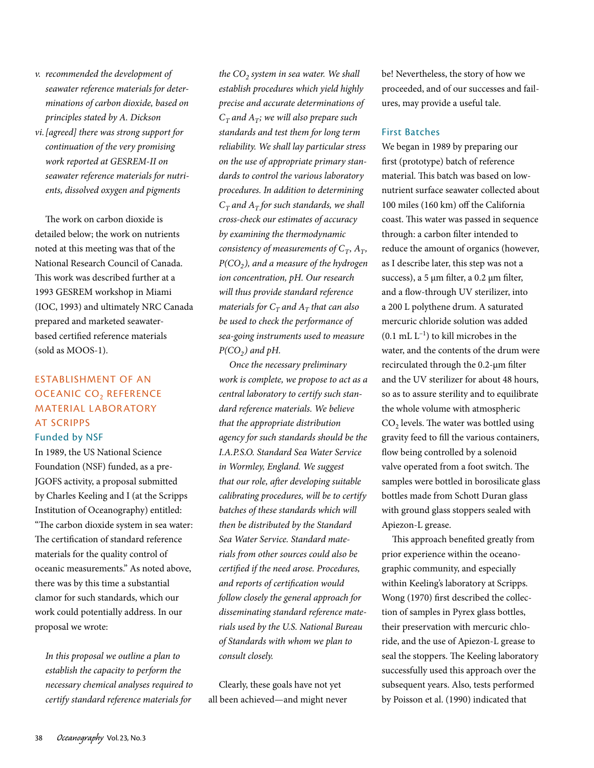- *v. recommended the development of seawater reference materials for determinations of carbon dioxide, based on principles stated by A. Dickson*
- *vi. [agreed] there was strong support for continuation of the very promising work reported at GESREM-II on seawater reference materials for nutrients, dissolved oxygen and pigments*

The work on carbon dioxide is detailed below; the work on nutrients noted at this meeting was that of the National Research Council of Canada. This work was described further at a 1993 GESREM workshop in Miami (IOC, 1993) and ultimately NRC Canada prepared and marketed seawater-based certified reference materials (sold as MOOS-1).

## ESTABLISHMENT OF AN OCEANIC $CO_2$ REFERENCE MATERIAL LABORATORY AT SCRIPPS

### Funded by NSF

In 1989, the US National Science Foundation (NSF) funded, as a pre-JGOFS activity, a proposal submitted by Charles Keeling and I (at the Scripps Institution of Oceanography) entitled: "The carbon dioxide system in sea water: The certification of standard reference materials for the quality control of oceanic measurements." As noted above, there was by this time a substantial clamor for such standards, which our work could potentially address. In our proposal we wrote:

> *In this proposal we outline a plan to establish the capacity to perform the necessary chemical analyses required to certify standard reference materials for the $CO_2$ system in sea water. We shall establish procedures which yield highly precise and accurate determinations of $C_T$ and $A_T$; we will also prepare such standards and test them for long term reliability. We shall lay particular stress on the use of appropriate primary standards to control the various laboratory procedures. In addition to determining $C_T$ and $A_T$ for such standards, we shall cross-check our estimates of accuracy by examining the thermodynamic consistency of measurements of $C_T$, $A_T$, $P(CO_2)$, and a measure of the hydrogen ion concentration, pH. Our research will thus provide standard reference materials for $C_T$ and $A_T$ that can also be used to check the performance of sea-going instruments used to measure $P(CO_2)$ and pH.*
>
> *Once the necessary preliminary work is complete, we propose to act as a central laboratory to certify such standard reference materials. We believe that the appropriate distribution agency for such standards should be the I.A.P.S.O. Standard Sea Water Service in Wormley, England. We suggest that our role, after developing suitable calibrating procedures, will be to certify batches of these standards which will then be distributed by the Standard Sea Water Service. Standard materials from other sources could also be certified if the need arose. Procedures, and reports of certification would follow closely the general approach for disseminating standard reference materials used by the U.S. National Bureau of Standards with whom we plan to consult closely.*

Clearly, these goals have not yet all been achieved—and might never be! Nevertheless, the story of how we proceeded, and of our successes and failures, may provide a useful tale.

### First Batches

We began in 1989 by preparing our first (prototype) batch of reference material. This batch was based on low-nutrient surface seawater collected about 100 miles (160 km) off the California coast. This water was passed in sequence through: a carbon filter intended to reduce the amount of organics (however, as I describe later, this step was not a success), a 5 µm filter, a 0.2 µm filter, and a flow-through UV sterilizer, into a 200 L polythene drum. A saturated mercuric chloride solution was added (0.1 mL $L^{-1}$) to kill microbes in the water, and the contents of the drum were recirculated through the 0.2-µm filter and the UV sterilizer for about 48 hours, so as to assure sterility and to equilibrate the whole volume with atmospheric $CO_2$ levels. The water was bottled using gravity feed to fill the various containers, flow being controlled by a solenoid valve operated from a foot switch. The samples were bottled in borosilicate glass bottles made from Schott Duran glass with ground glass stoppers sealed with Apiezon-L grease.

This approach benefited greatly from prior experience within the oceanographic community, and especially within Keeling's laboratory at Scripps. Wong (1970) first described the collection of samples in Pyrex glass bottles, their preservation with mercuric chloride, and the use of Apiezon-L grease to seal the stoppers. The Keeling laboratory successfully used this approach over the subsequent years. Also, tests performed by Poisson et al. (1990) indicated that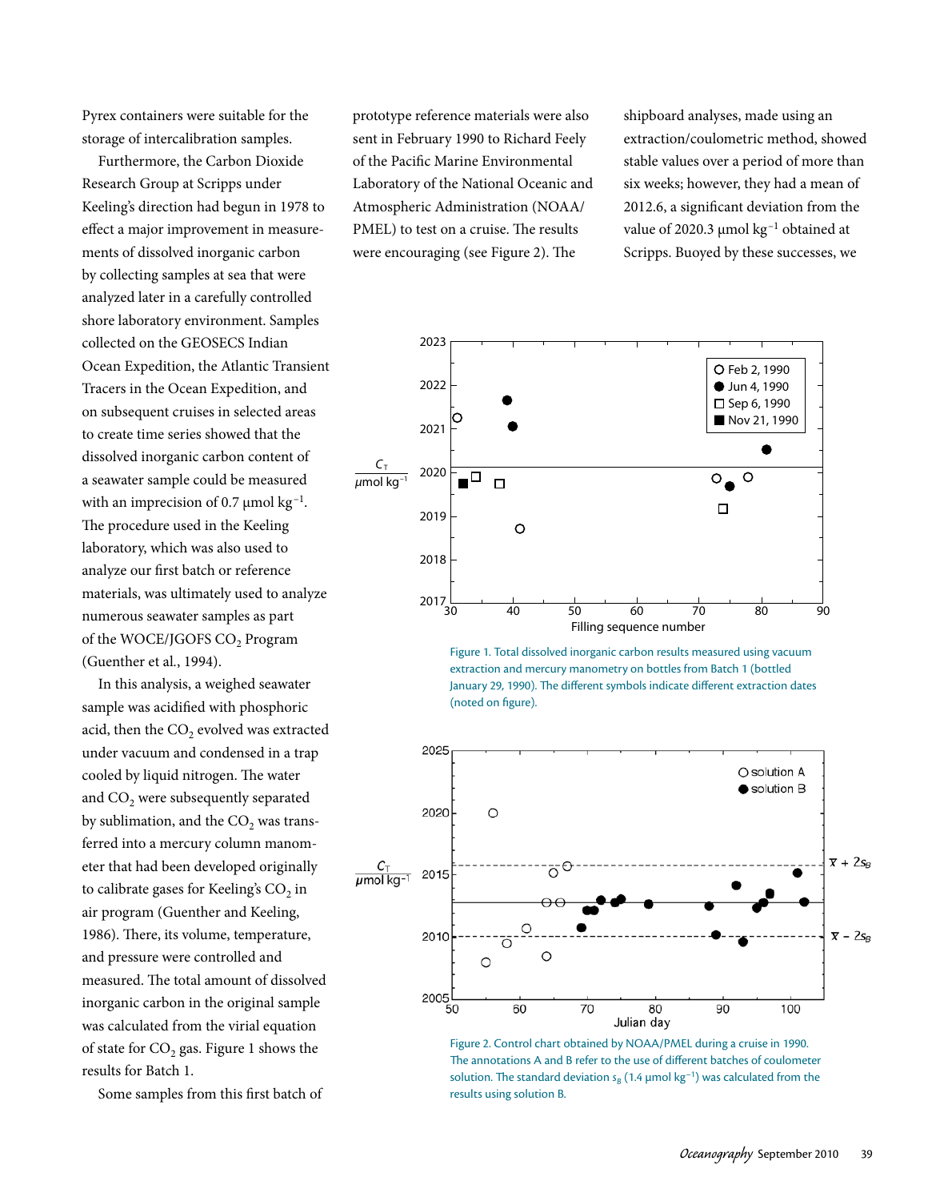Pyrex containers were suitable for the storage of intercalibration samples.

Furthermore, the Carbon Dioxide Research Group at Scripps under Keeling's direction had begun in 1978 to effect a major improvement in measurements of dissolved inorganic carbon by collecting samples at sea that were analyzed later in a carefully controlled shore laboratory environment. Samples collected on the GEOSECS Indian Ocean Expedition, the Atlantic Transient Tracers in the Ocean Expedition, and on subsequent cruises in selected areas to create time series showed that the dissolved inorganic carbon content of a seawater sample could be measured with an imprecision of 0.7 μmol kg$^{-1}$. The procedure used in the Keeling laboratory, which was also used to analyze our first batch or reference materials, was ultimately used to analyze numerous seawater samples as part of the WOCE/JGOFS $CO_2$ Program (Guenther et al., 1994).

In this analysis, a weighed seawater sample was acidified with phosphoric acid, then the $CO_2$ evolved was extracted under vacuum and condensed in a trap cooled by liquid nitrogen. The water and $CO_2$ were subsequently separated by sublimation, and the $CO_2$ was transferred into a mercury column manometer that had been developed originally to calibrate gases for Keeling's $CO_2$ in air program (Guenther and Keeling, 1986). There, its volume, temperature, and pressure were controlled and measured. The total amount of dissolved inorganic carbon in the original sample was calculated from the virial equation of state for $CO_2$ gas. Figure 1 shows the results for Batch 1.

Some samples from this first batch of prototype reference materials were also sent in February 1990 to Richard Feely of the Pacific Marine Environmental Laboratory of the National Oceanic and Atmospheric Administration (NOAA/PMEL) to test on a cruise. The results were encouraging (see Figure 2). The shipboard analyses, made using an extraction/coulometric method, showed stable values over a period of more than six weeks; however, they had a mean of 2012.6, a significant deviation from the value of 2020.3 μmol kg$^{-1}$ obtained at Scripps. Buoyed by these successes, we

2023
2022
2021
2020
2019
2018
2017
$C_T$
μmol kg$^{-1}$
30 40 50 60 70 80 90
Filling sequence number
Feb 2, 1990
Jun 4, 1990
Sep 6, 1990
Nov 21, 1990

Figure 1. Total dissolved inorganic carbon results measured using vacuum extraction and mercury manometry on bottles from Batch 1 (bottled January 29, 1990). The different symbols indicate different extraction dates (noted on figure).

2025
2020
2015
2010
2005
$C_T$
μmol kg$^{-1}$
50 60 70 80 90 100
Julian day
solution A
solution B
$\bar{x} + 2s_B$
$\bar{x} - 2s_B$

Figure 2. Control chart obtained by NOAA/PMEL during a cruise in 1990. The annotations A and B refer to the use of different batches of coulometer solution. The standard deviation $s_B$ (1.4 μmol kg$^{-1}$) was calculated from the results using solution B.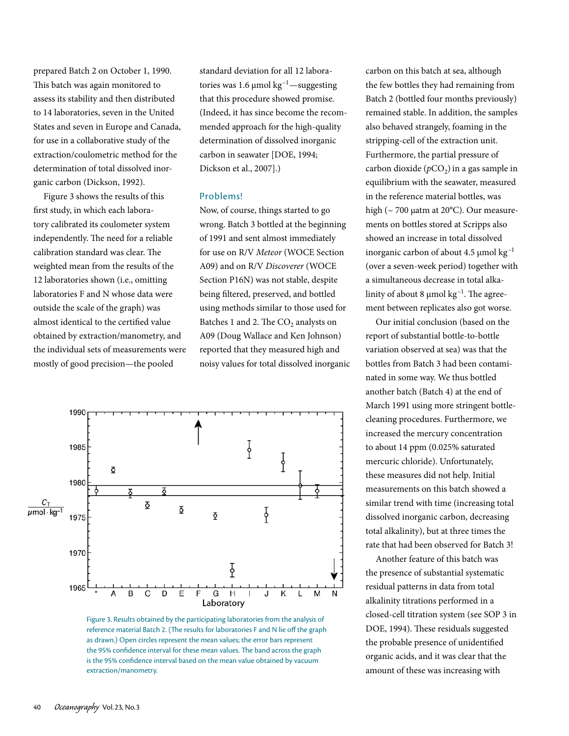prepared Batch 2 on October 1, 1990. This batch was again monitored to assess its stability and then distributed to 14 laboratories, seven in the United States and seven in Europe and Canada, for use in a collaborative study of the extraction/coulometric method for the determination of total dissolved inorganic carbon (Dickson, 1992).

Figure 3 shows the results of this first study, in which each laboratory calibrated its coulometer system independently. The need for a reliable calibration standard was clear. The weighted mean from the results of the 12 laboratories shown (i.e., omitting laboratories F and N whose data were outside the scale of the graph) was almost identical to the certified value obtained by extraction/manometry, and the individual sets of measurements were mostly of good precision—the pooled standard deviation for all 12 laboratories was 1.6 μmol kg$^{-1}$—suggesting that this procedure showed promise. (Indeed, it has since become the recommended approach for the high-quality determination of dissolved inorganic carbon in seawater [DOE, 1994; Dickson et al., 2007].)

## Problems!

Now, of course, things started to go wrong. Batch 3 bottled at the beginning of 1991 and sent almost immediately for use on R/V *Meteor* (WOCE Section A09) and on R/V *Discoverer* (WOCE Section P16N) was not stable, despite being filtered, preserved, and bottled using methods similar to those used for Batches 1 and 2. The $CO_2$ analysts on A09 (Doug Wallace and Ken Johnson) reported that they measured high and noisy values for total dissolved inorganic carbon on this batch at sea, although the few bottles they had remaining from Batch 2 (bottled four months previously) remained stable. In addition, the samples also behaved strangely, foaming in the stripping-cell of the extraction unit. Furthermore, the partial pressure of carbon dioxide ($pCO_2$) in a gas sample in equilibrium with the seawater, measured in the reference material bottles, was high (~ 700 μatm at 20°C). Our measurements on bottles stored at Scripps also showed an increase in total dissolved inorganic carbon of about 4.5 μmol kg$^{-1}$ (over a seven-week period) together with a simultaneous decrease in total alkalinity of about 8 μmol kg$^{-1}$. The agreement between replicates also got worse.

Our initial conclusion (based on the report of substantial bottle-to-bottle variation observed at sea) was that the bottles from Batch 3 had been contaminated in some way. We thus bottled another batch (Batch 4) at the end of March 1991 using more stringent bottle-cleaning procedures. Furthermore, we increased the mercury concentration to about 14 ppm (0.025% saturated mercuric chloride). Unfortunately, these measures did not help. Initial measurements on this batch showed a similar trend with time (increasing total dissolved inorganic carbon, decreasing total alkalinity), but at three times the rate that had been observed for Batch 3!

Another feature of this batch was the presence of substantial systematic residual patterns in data from total alkalinity titrations performed in a closed-cell titration system (see SOP 3 in DOE, 1994). These residuals suggested the probable presence of unidentified organic acids, and it was clear that the amount of these was increasing with

$C_T$ / μmol · kg$^{-1}$

1990

1985

1980

1975

1970

1965

\* A B C D E F G H I J K L M N

Laboratory

Figure 3. Results obtained by the participating laboratories from the analysis of reference material Batch 2. (The results for laboratories F and N lie off the graph as drawn.) Open circles represent the mean values; the error bars represent the 95% confidence interval for these mean values. The band across the graph is the 95% confidence interval based on the mean value obtained by vacuum extraction/manometry.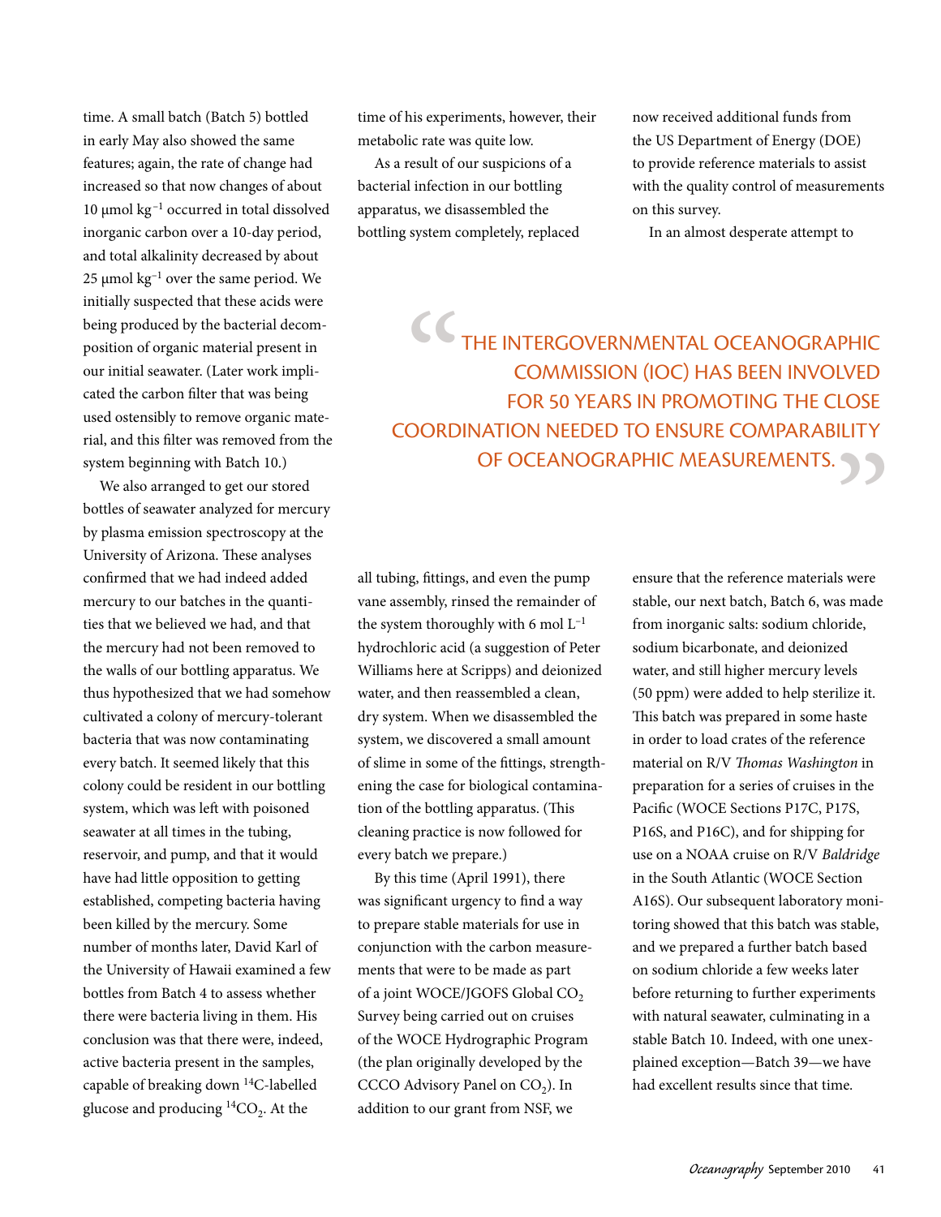time. A small batch (Batch 5) bottled in early May also showed the same features; again, the rate of change had increased so that now changes of about 10 µmol $kg^{-1}$ occurred in total dissolved inorganic carbon over a 10-day period, and total alkalinity decreased by about 25 µmol $kg^{-1}$ over the same period. We initially suspected that these acids were being produced by the bacterial decomposition of organic material present in our initial seawater. (Later work implicated the carbon filter that was being used ostensibly to remove organic material, and this filter was removed from the system beginning with Batch 10.)

We also arranged to get our stored bottles of seawater analyzed for mercury by plasma emission spectroscopy at the University of Arizona. These analyses confirmed that we had indeed added mercury to our batches in the quantities that we believed we had, and that the mercury had not been removed to the walls of our bottling apparatus. We thus hypothesized that we had somehow cultivated a colony of mercury-tolerant bacteria that was now contaminating every batch. It seemed likely that this colony could be resident in our bottling system, which was left with poisoned seawater at all times in the tubing, reservoir, and pump, and that it would have had little opposition to getting established, competing bacteria having been killed by the mercury. Some number of months later, David Karl of the University of Hawaii examined a few bottles from Batch 4 to assess whether there were bacteria living in them. His conclusion was that there were, indeed, active bacteria present in the samples, capable of breaking down $^{14}$C-labelled glucose and producing $^{14}CO_2$. At the time of his experiments, however, their metabolic rate was quite low.

As a result of our suspicions of a bacterial infection in our bottling apparatus, we disassembled the bottling system completely, replaced all tubing, fittings, and even the pump vane assembly, rinsed the remainder of the system thoroughly with 6 mol $L^{-1}$ hydrochloric acid (a suggestion of Peter Williams here at Scripps) and deionized water, and then reassembled a clean, dry system. When we disassembled the system, we discovered a small amount of slime in some of the fittings, strengthening the case for biological contamination of the bottling apparatus. (This cleaning practice is now followed for every batch we prepare.)

By this time (April 1991), there was significant urgency to find a way to prepare stable materials for use in conjunction with the carbon measurements that were to be made as part of a joint WOCE/JGOFS Global $CO_2$ Survey being carried out on cruises of the WOCE Hydrographic Program (the plan originally developed by the CCCO Advisory Panel on $CO_2$). In addition to our grant from NSF, we now received additional funds from the US Department of Energy (DOE) to provide reference materials to assist with the quality control of measurements on this survey.

In an almost desperate attempt to ensure that the reference materials were stable, our next batch, Batch 6, was made from inorganic salts: sodium chloride, sodium bicarbonate, and deionized water, and still higher mercury levels (50 ppm) were added to help sterilize it. This batch was prepared in some haste in order to load crates of the reference material on R/V *Thomas Washington* in preparation for a series of cruises in the Pacific (WOCE Sections P17C, P17S, P16S, and P16C), and for shipping for use on a NOAA cruise on R/V *Baldridge* in the South Atlantic (WOCE Section A16S). Our subsequent laboratory monitoring showed that this batch was stable, and we prepared a further batch based on sodium chloride a few weeks later before returning to further experiments with natural seawater, culminating in a stable Batch 10. Indeed, with one unexplained exception—Batch 39—we have had excellent results since that time.

> "THE INTERGOVERNMENTAL OCEANOGRAPHIC COMMISSION (IOC) HAS BEEN INVOLVED FOR 50 YEARS IN PROMOTING THE CLOSE COORDINATION NEEDED TO ENSURE COMPARABILITY OF OCEANOGRAPHIC MEASUREMENTS."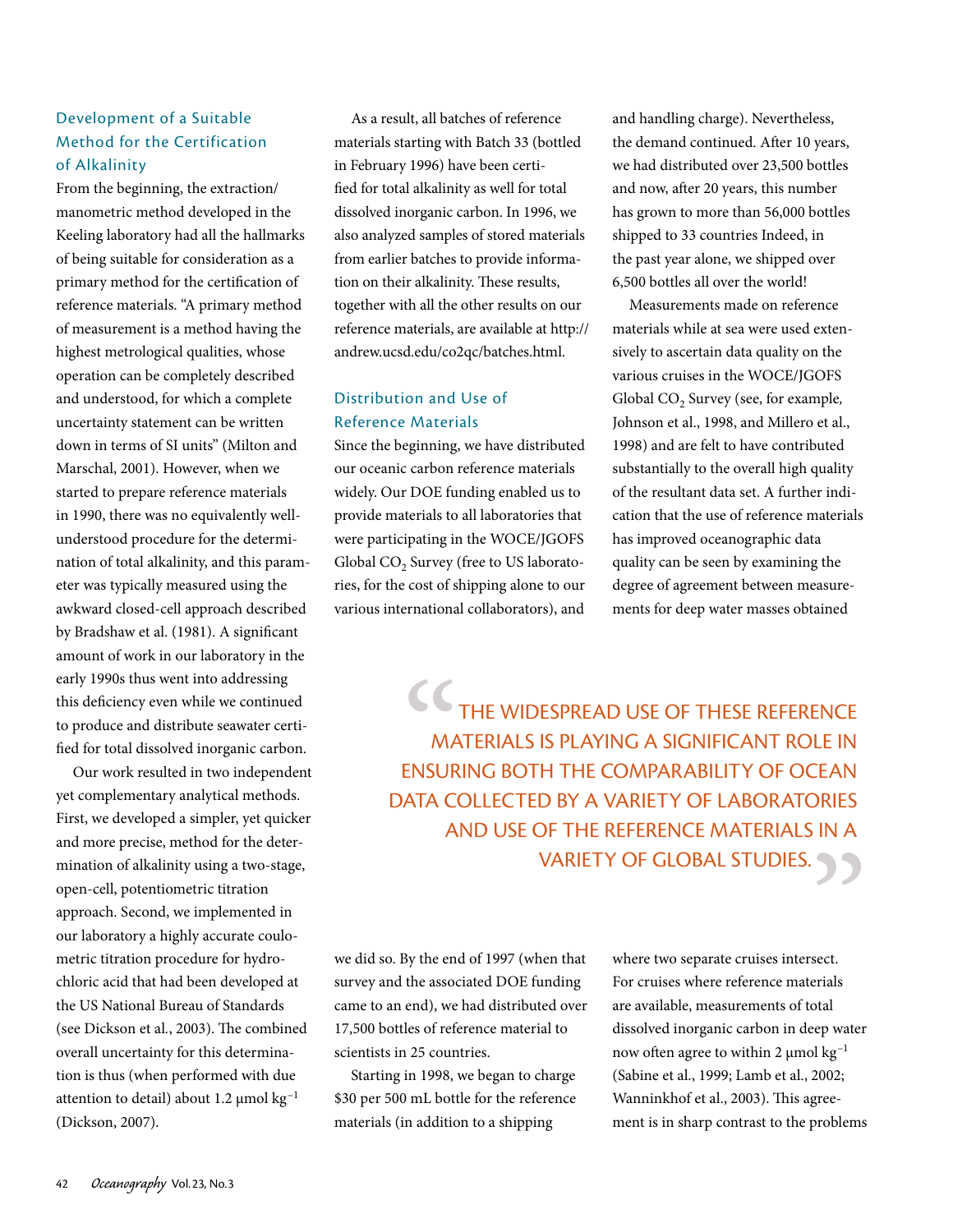### Development of a Suitable Method for the Certification of Alkalinity

From the beginning, the extraction/manometric method developed in the Keeling laboratory had all the hallmarks of being suitable for consideration as a primary method for the certification of reference materials. "A primary method of measurement is a method having the highest metrological qualities, whose operation can be completely described and understood, for which a complete uncertainty statement can be written down in terms of SI units" (Milton and Marschal, 2001). However, when we started to prepare reference materials in 1990, there was no equivalently well-understood procedure for the determination of total alkalinity, and this parameter was typically measured using the awkward closed-cell approach described by Bradshaw et al. (1981). A significant amount of work in our laboratory in the early 1990s thus went into addressing this deficiency even while we continued to produce and distribute seawater certified for total dissolved inorganic carbon.

Our work resulted in two independent yet complementary analytical methods. First, we developed a simpler, yet quicker and more precise, method for the determination of alkalinity using a two-stage, open-cell, potentiometric titration approach. Second, we implemented in our laboratory a highly accurate coulometric titration procedure for hydrochloric acid that had been developed at the US National Bureau of Standards (see Dickson et al., 2003). The combined overall uncertainty for this determination is thus (when performed with due attention to detail) about 1.2 µmol $kg^{-1}$ (Dickson, 2007).

As a result, all batches of reference materials starting with Batch 33 (bottled in February 1996) have been certified for total alkalinity as well for total dissolved inorganic carbon. In 1996, we also analyzed samples of stored materials from earlier batches to provide information on their alkalinity. These results, together with all the other results on our reference materials, are available at http://andrew.ucsd.edu/co2qc/batches.html.

### Distribution and Use of Reference Materials

Since the beginning, we have distributed our oceanic carbon reference materials widely. Our DOE funding enabled us to provide materials to all laboratories that were participating in the WOCE/JGOFS Global $CO_2$ Survey (free to US laboratories, for the cost of shipping alone to our various international collaborators), and we did so. By the end of 1997 (when that survey and the associated DOE funding came to an end), we had distributed over 17,500 bottles of reference material to scientists in 25 countries.

Starting in 1998, we began to charge $30 per 500 mL bottle for the reference materials (in addition to a shipping and handling charge). Nevertheless, the demand continued. After 10 years, we had distributed over 23,500 bottles and now, after 20 years, this number has grown to more than 56,000 bottles shipped to 33 countries Indeed, in the past year alone, we shipped over 6,500 bottles all over the world!

Measurements made on reference materials while at sea were used extensively to ascertain data quality on the various cruises in the WOCE/JGOFS Global $CO_2$ Survey (see, for example, Johnson et al., 1998, and Millero et al., 1998) and are felt to have contributed substantially to the overall high quality of the resultant data set. A further indication that the use of reference materials has improved oceanographic data quality can be seen by examining the degree of agreement between measurements for deep water masses obtained where two separate cruises intersect. For cruises where reference materials are available, measurements of total dissolved inorganic carbon in deep water now often agree to within 2 µmol $kg^{-1}$ (Sabine et al., 1999; Lamb et al., 2002; Wanninkhof et al., 2003). This agreement is in sharp contrast to the problems

> "THE WIDESPREAD USE OF THESE REFERENCE MATERIALS IS PLAYING A SIGNIFICANT ROLE IN ENSURING BOTH THE COMPARABILITY OF OCEAN DATA COLLECTED BY A VARIETY OF LABORATORIES AND USE OF THE REFERENCE MATERIALS IN A VARIETY OF GLOBAL STUDIES."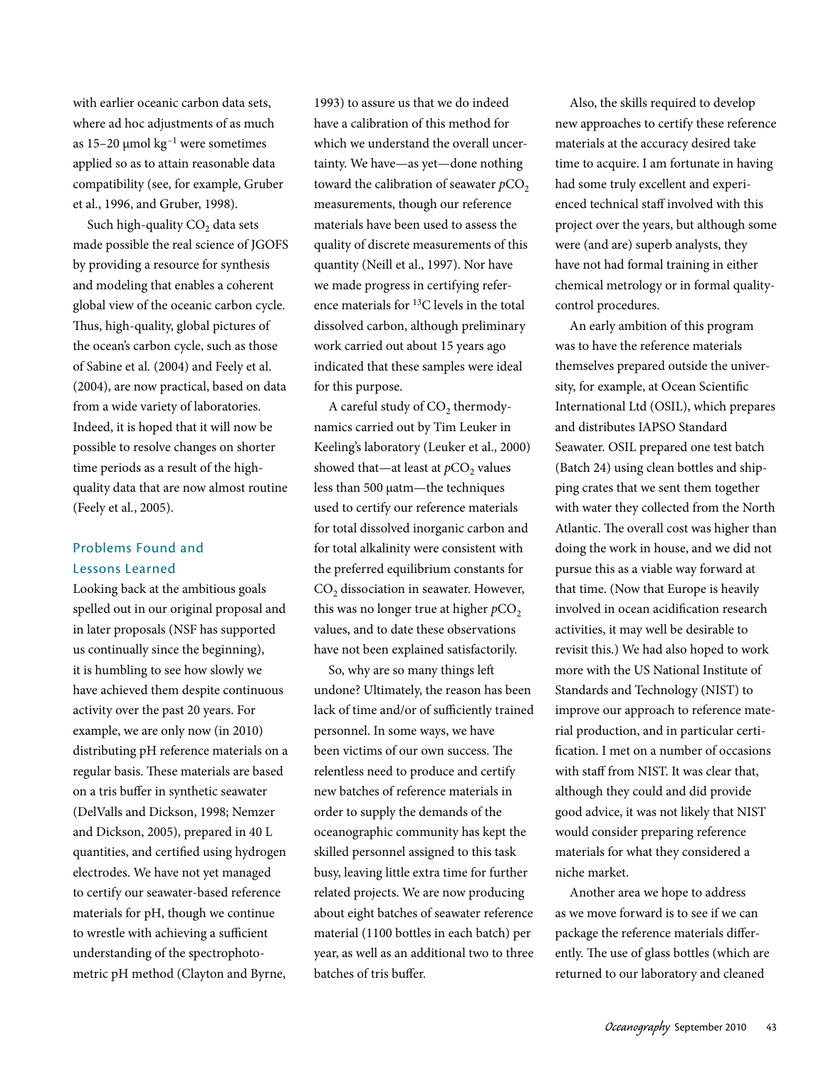with earlier oceanic carbon data sets, where ad hoc adjustments of as much as 15–20 μmol $kg^{-1}$ were sometimes applied so as to attain reasonable data compatibility (see, for example, Gruber et al., 1996, and Gruber, 1998).

Such high-quality $CO_2$ data sets made possible the real science of JGOFS by providing a resource for synthesis and modeling that enables a coherent global view of the oceanic carbon cycle. Thus, high-quality, global pictures of the ocean's carbon cycle, such as those of Sabine et al. (2004) and Feely et al. (2004), are now practical, based on data from a wide variety of laboratories. Indeed, it is hoped that it will now be possible to resolve changes on shorter time periods as a result of the high-quality data that are now almost routine (Feely et al., 2005).

## Problems Found and Lessons Learned

Looking back at the ambitious goals spelled out in our original proposal and in later proposals (NSF has supported us continually since the beginning), it is humbling to see how slowly we have achieved them despite continuous activity over the past 20 years. For example, we are only now (in 2010) distributing pH reference materials on a regular basis. These materials are based on a tris buffer in synthetic seawater (DelValls and Dickson, 1998; Nemzer and Dickson, 2005), prepared in 40 L quantities, and certified using hydrogen electrodes. We have not yet managed to certify our seawater-based reference materials for pH, though we continue to wrestle with achieving a sufficient understanding of the spectrophotometric pH method (Clayton and Byrne, 1993) to assure us that we do indeed have a calibration of this method for which we understand the overall uncertainty. We have—as yet—done nothing toward the calibration of seawater $pCO_2$ measurements, though our reference materials have been used to assess the quality of discrete measurements of this quantity (Neill et al., 1997). Nor have we made progress in certifying reference materials for $^{13}C$ levels in the total dissolved carbon, although preliminary work carried out about 15 years ago indicated that these samples were ideal for this purpose.

A careful study of $CO_2$ thermodynamics carried out by Tim Leuker in Keeling's laboratory (Leuker et al., 2000) showed that—at least at $pCO_2$ values less than 500 μatm—the techniques used to certify our reference materials for total dissolved inorganic carbon and for total alkalinity were consistent with the preferred equilibrium constants for $CO_2$ dissociation in seawater. However, this was no longer true at higher $pCO_2$ values, and to date these observations have not been explained satisfactorily.

So, why are so many things left undone? Ultimately, the reason has been lack of time and/or of sufficiently trained personnel. In some ways, we have been victims of our own success. The relentless need to produce and certify new batches of reference materials in order to supply the demands of the oceanographic community has kept the skilled personnel assigned to this task busy, leaving little extra time for further related projects. We are now producing about eight batches of seawater reference material (1100 bottles in each batch) per year, as well as an additional two to three batches of tris buffer.

Also, the skills required to develop new approaches to certify these reference materials at the accuracy desired take time to acquire. I am fortunate in having had some truly excellent and experienced technical staff involved with this project over the years, but although some were (and are) superb analysts, they have not had formal training in either chemical metrology or in formal quality-control procedures.

An early ambition of this program was to have the reference materials themselves prepared outside the university, for example, at Ocean Scientific International Ltd (OSIL), which prepares and distributes IAPSO Standard Seawater. OSIL prepared one test batch (Batch 24) using clean bottles and shipping crates that we sent them together with water they collected from the North Atlantic. The overall cost was higher than doing the work in house, and we did not pursue this as a viable way forward at that time. (Now that Europe is heavily involved in ocean acidification research activities, it may well be desirable to revisit this.) We had also hoped to work more with the US National Institute of Standards and Technology (NIST) to improve our approach to reference material production, and in particular certification. I met on a number of occasions with staff from NIST. It was clear that, although they could and did provide good advice, it was not likely that NIST would consider preparing reference materials for what they considered a niche market.

Another area we hope to address as we move forward is to see if we can package the reference materials differently. The use of glass bottles (which are returned to our laboratory and cleaned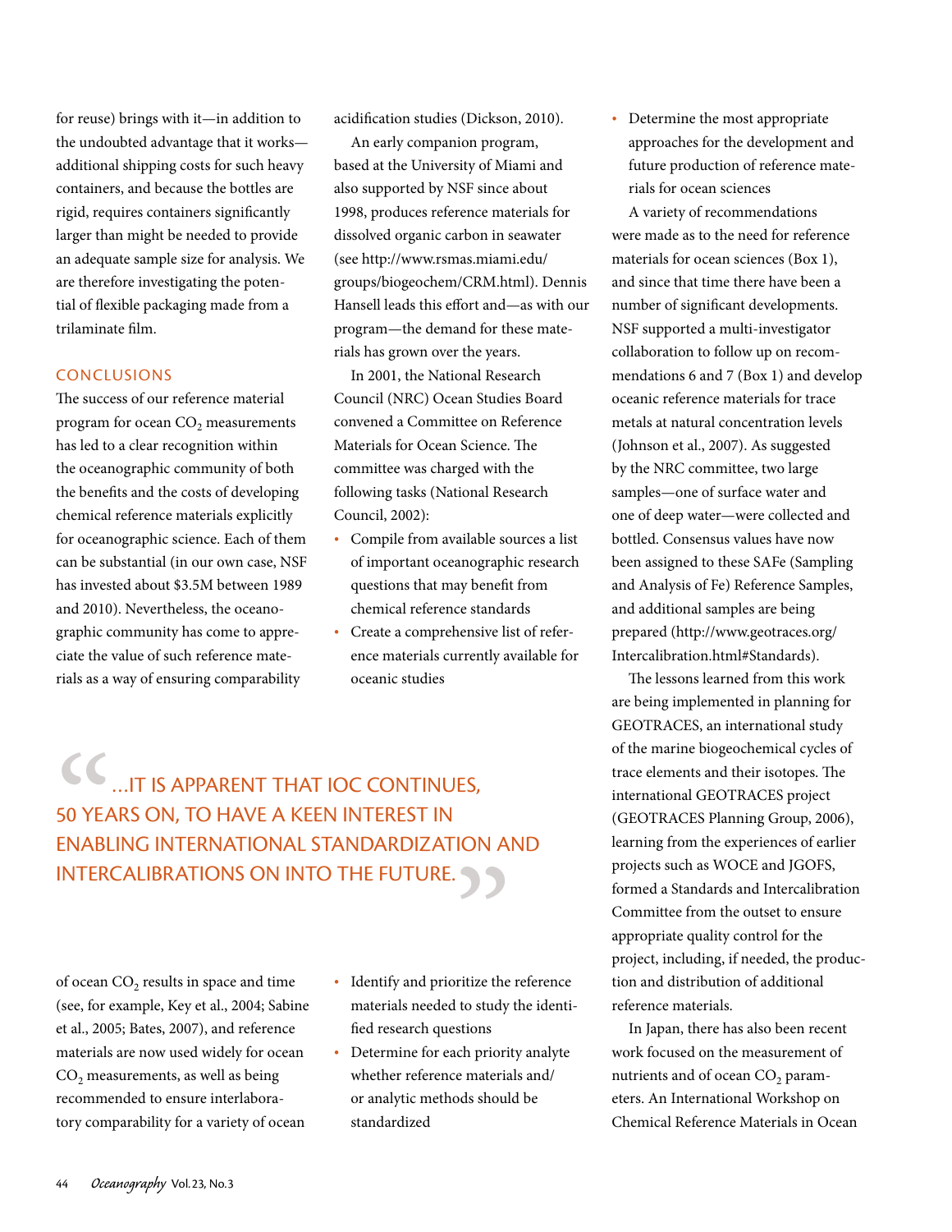for reuse) brings with it—in addition to the undoubted advantage that it works—additional shipping costs for such heavy containers, and because the bottles are rigid, requires containers significantly larger than might be needed to provide an adequate sample size for analysis. We are therefore investigating the potential of flexible packaging made from a trilaminate film.

## CONCLUSIONS

The success of our reference material program for ocean $CO_2$ measurements has led to a clear recognition within the oceanographic community of both the benefits and the costs of developing chemical reference materials explicitly for oceanographic science. Each of them can be substantial (in our own case, NSF has invested about $3.5M between 1989 and 2010). Nevertheless, the oceanographic community has come to appreciate the value of such reference materials as a way of ensuring comparability of ocean $CO_2$ results in space and time (see, for example, Key et al., 2004; Sabine et al., 2005; Bates, 2007), and reference materials are now used widely for ocean $CO_2$ measurements, as well as being recommended to ensure interlaboratory comparability for a variety of ocean acidification studies (Dickson, 2010).

An early companion program, based at the University of Miami and also supported by NSF since about 1998, produces reference materials for dissolved organic carbon in seawater (see http://www.rsmas.miami.edu/groups/biogeochem/CRM.html). Dennis Hansell leads this effort and—as with our program—the demand for these materials has grown over the years.

In 2001, the National Research Council (NRC) Ocean Studies Board convened a Committee on Reference Materials for Ocean Science. The committee was charged with the following tasks (National Research Council, 2002):

- Compile from available sources a list of important oceanographic research questions that may benefit from chemical reference standards
- Create a comprehensive list of reference materials currently available for oceanic studies
- Identify and prioritize the reference materials needed to study the identified research questions
- Determine for each priority analyte whether reference materials and/or analytic methods should be standardized
- Determine the most appropriate approaches for the development and future production of reference materials for ocean sciences

A variety of recommendations were made as to the need for reference materials for ocean sciences (Box 1), and since that time there have been a number of significant developments. NSF supported a multi-investigator collaboration to follow up on recommendations 6 and 7 (Box 1) and develop oceanic reference materials for trace metals at natural concentration levels (Johnson et al., 2007). As suggested by the NRC committee, two large samples—one of surface water and one of deep water—were collected and bottled. Consensus values have now been assigned to these SAFe (Sampling and Analysis of Fe) Reference Samples, and additional samples are being prepared (http://www.geotraces.org/Intercalibration.html#Standards).

The lessons learned from this work are being implemented in planning for GEOTRACES, an international study of the marine biogeochemical cycles of trace elements and their isotopes. The international GEOTRACES project (GEOTRACES Planning Group, 2006), learning from the experiences of earlier projects such as WOCE and JGOFS, formed a Standards and Intercalibration Committee from the outset to ensure appropriate quality control for the project, including, if needed, the production and distribution of additional reference materials.

In Japan, there has also been recent work focused on the measurement of nutrients and of ocean $CO_2$ parameters. An International Workshop on Chemical Reference Materials in Ocean

> "...IT IS APPARENT THAT IOC CONTINUES, 50 YEARS ON, TO HAVE A KEEN INTEREST IN ENABLING INTERNATIONAL STANDARDIZATION AND INTERCALIBRATIONS ON INTO THE FUTURE."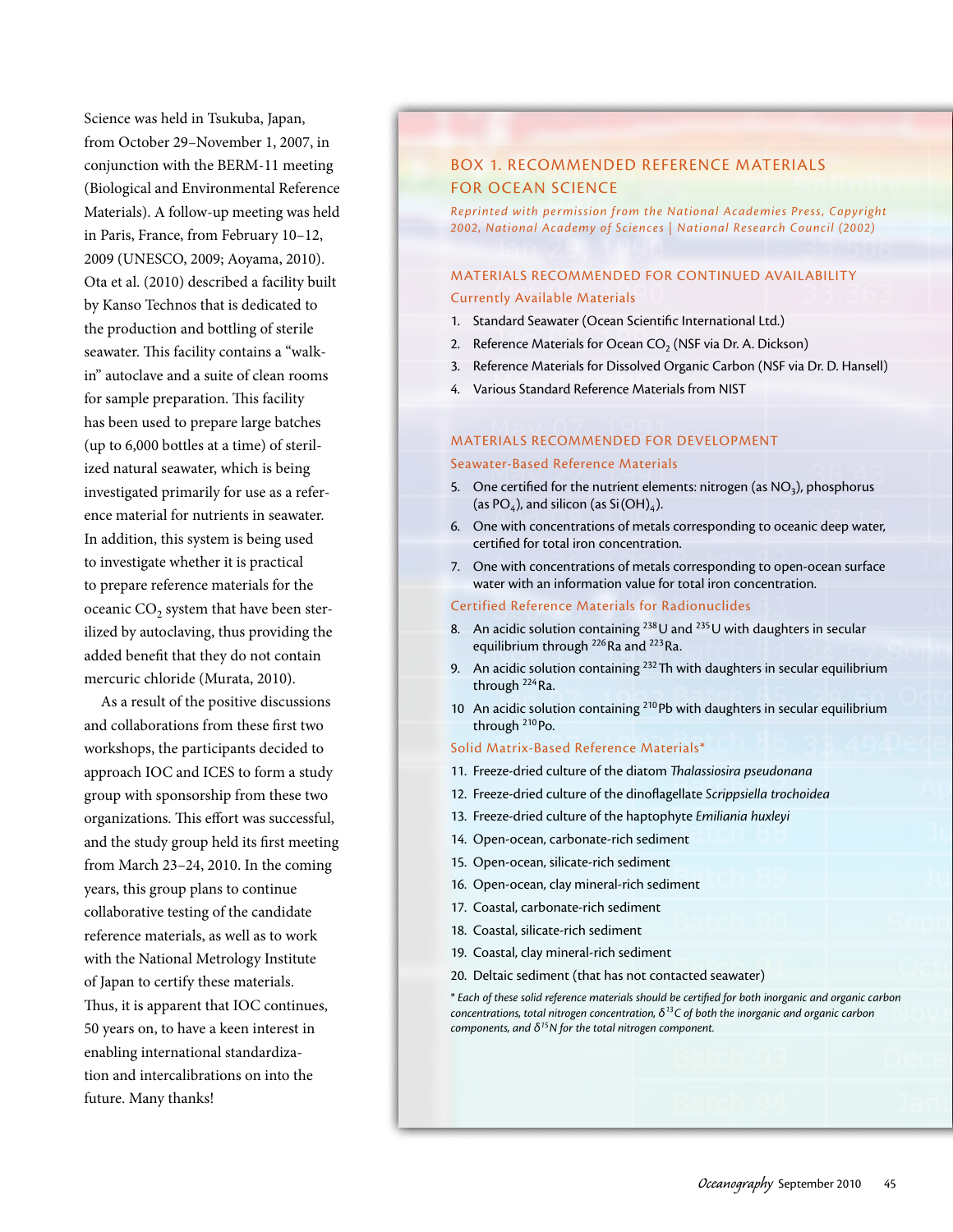Science was held in Tsukuba, Japan, from October 29–November 1, 2007, in conjunction with the BERM-11 meeting (Biological and Environmental Reference Materials). A follow-up meeting was held in Paris, France, from February 10–12, 2009 (UNESCO, 2009; Aoyama, 2010). Ota et al. (2010) described a facility built by Kanso Technos that is dedicated to the production and bottling of sterile seawater. This facility contains a "walk-in" autoclave and a suite of clean rooms for sample preparation. This facility has been used to prepare large batches (up to 6,000 bottles at a time) of sterilized natural seawater, which is being investigated primarily for use as a reference material for nutrients in seawater. In addition, this system is being used to investigate whether it is practical to prepare reference materials for the oceanic $CO_2$ system that have been sterilized by autoclaving, thus providing the added benefit that they do not contain mercuric chloride (Murata, 2010).

As a result of the positive discussions and collaborations from these first two workshops, the participants decided to approach IOC and ICES to form a study group with sponsorship from these two organizations. This effort was successful, and the study group held its first meeting from March 23–24, 2010. In the coming years, this group plans to continue collaborative testing of the candidate reference materials, as well as to work with the National Metrology Institute of Japan to certify these materials. Thus, it is apparent that IOC continues, 50 years on, to have a keen interest in enabling international standardization and intercalibrations on into the future. Many thanks!

## BOX 1. RECOMMENDED REFERENCE MATERIALS FOR OCEAN SCIENCE

*Reprinted with permission from the National Academies Press, Copyright 2002, National Academy of Sciences | National Research Council (2002)*

### MATERIALS RECOMMENDED FOR CONTINUED AVAILABILITY

#### Currently Available Materials

1. Standard Seawater (Ocean Scientific International Ltd.)
2. Reference Materials for Ocean $CO_2$ (NSF via Dr. A. Dickson)
3. Reference Materials for Dissolved Organic Carbon (NSF via Dr. D. Hansell)
4. Various Standard Reference Materials from NIST

### MATERIALS RECOMMENDED FOR DEVELOPMENT

#### Seawater-Based Reference Materials

5. One certified for the nutrient elements: nitrogen (as $NO_3$), phosphorus (as $PO_4$), and silicon (as $Si(OH)_4$).
6. One with concentrations of metals corresponding to oceanic deep water, certified for total iron concentration.
7. One with concentrations of metals corresponding to open-ocean surface water with an information value for total iron concentration.

#### Certified Reference Materials for Radionuclides

8. An acidic solution containing $^{238}U$ and $^{235}U$ with daughters in secular equilibrium through $^{226}Ra$ and $^{223}Ra$.
9. An acidic solution containing $^{232}Th$ with daughters in secular equilibrium through $^{224}Ra$.
10. An acidic solution containing $^{210}Pb$ with daughters in secular equilibrium through $^{210}Po$.

#### Solid Matrix-Based Reference Materials*

11. Freeze-dried culture of the diatom *Thalassiosira pseudonana*
12. Freeze-dried culture of the dinoflagellate *Scrippsiella trochoidea*
13. Freeze-dried culture of the haptophyte *Emiliania huxleyi*
14. Open-ocean, carbonate-rich sediment
15. Open-ocean, silicate-rich sediment
16. Open-ocean, clay mineral-rich sediment
17. Coastal, carbonate-rich sediment
18. Coastal, silicate-rich sediment
19. Coastal, clay mineral-rich sediment
20. Deltaic sediment (that has not contacted seawater)

*\* Each of these solid reference materials should be certified for both inorganic and organic carbon concentrations, total nitrogen concentration, $\delta^{13}C$ of both the inorganic and organic carbon components, and $\delta^{15}N$ for the total nitrogen component.*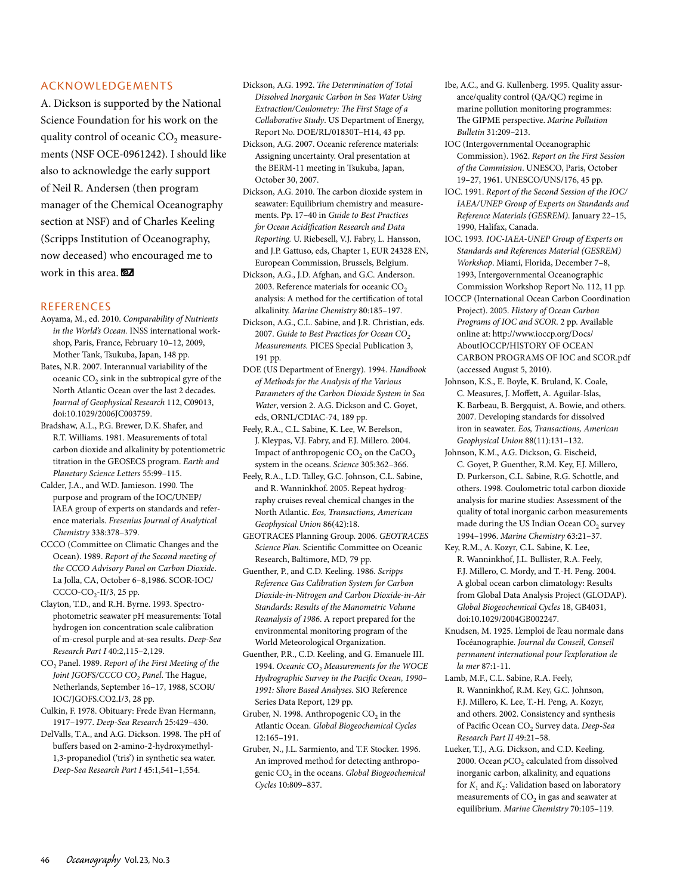## ACKNOWLEDGEMENTS

A. Dickson is supported by the National Science Foundation for his work on the quality control of oceanic $CO_2$ measurements (NSF OCE-0961242). I should like also to acknowledge the early support of Neil R. Andersen (then program manager of the Chemical Oceanography section at NSF) and of Charles Keeling (Scripps Institution of Oceanography, now deceased) who encouraged me to work in this area.

## REFERENCES

Aoyama, M., ed. 2010. *Comparability of Nutrients in the World's Ocean.* INSS international workshop, Paris, France, February 10–12, 2009, Mother Tank, Tsukuba, Japan, 148 pp.

Bates, N.R. 2007. Interannual variability of the oceanic $CO_2$ sink in the subtropical gyre of the North Atlantic Ocean over the last 2 decades. *Journal of Geophysical Research* 112, C09013, doi:10.1029/2006JC003759.

Bradshaw, A.L., P.G. Brewer, D.K. Shafer, and R.T. Williams. 1981. Measurements of total carbon dioxide and alkalinity by potentiometric titration in the GEOSECS program. *Earth and Planetary Science Letters* 55:99–115.

Calder, J.A., and W.D. Jamieson. 1990. The purpose and program of the IOC/UNEP/IAEA group of experts on standards and reference materials. *Fresenius Journal of Analytical Chemistry* 338:378–379.

CCCO (Committee on Climatic Changes and the Ocean). 1989. *Report of the Second meeting of the CCCO Advisory Panel on Carbon Dioxide*. La Jolla, CA, October 6–8,1986. SCOR-IOC/CCCO-$CO_2$-II/3, 25 pp.

Clayton, T.D., and R.H. Byrne. 1993. Spectrophotometric seawater pH measurements: Total hydrogen ion concentration scale calibration of m-cresol purple and at-sea results. *Deep-Sea Research Part I* 40:2,115–2,129.

$CO_2$ Panel. 1989. *Report of the First Meeting of the Joint JGOFS/CCCO $CO_2$ Panel*. The Hague, Netherlands, September 16–17, 1988, SCOR/IOC/JGOFS.CO2.I/3, 28 pp.

Culkin, F. 1978. Obituary: Frede Evan Hermann, 1917–1977. *Deep-Sea Research* 25:429–430.

DelValls, T.A., and A.G. Dickson. 1998. The pH of buffers based on 2-amino-2-hydroxymethyl-1,3-propanediol ('tris') in synthetic sea water. *Deep-Sea Research Part I* 45:1,541–1,554.

Dickson, A.G. 1992. *The Determination of Total Dissolved Inorganic Carbon in Sea Water Using Extraction/Coulometry: The First Stage of a Collaborative Study*. US Department of Energy, Report No. DOE/RL/01830T–H14, 43 pp.

Dickson, A.G. 2007. Oceanic reference materials: Assigning uncertainty. Oral presentation at the BERM-11 meeting in Tsukuba, Japan, October 30, 2007.

Dickson, A.G. 2010. The carbon dioxide system in seawater: Equilibrium chemistry and measurements. Pp. 17–40 in *Guide to Best Practices for Ocean Acidification Research and Data Reporting.* U. Riebesell, V.J. Fabry, L. Hansson, and J.P. Gattuso, eds, Chapter 1, EUR 24328 EN, European Commission, Brussels, Belgium.

Dickson, A.G., J.D. Afghan, and G.C. Anderson. 2003. Reference materials for oceanic $CO_2$ analysis: A method for the certification of total alkalinity. *Marine Chemistry* 80:185–197.

Dickson, A.G., C.L. Sabine, and J.R. Christian, eds. 2007. *Guide to Best Practices for Ocean $CO_2$ Measurements.* PICES Special Publication 3, 191 pp.

DOE (US Department of Energy). 1994. *Handbook of Methods for the Analysis of the Various Parameters of the Carbon Dioxide System in Sea Water*, version 2. A.G. Dickson and C. Goyet, eds, ORNL/CDIAC-74, 189 pp.

Feely, R.A., C.L. Sabine, K. Lee, W. Berelson, J. Kleypas, V.J. Fabry, and F.J. Millero. 2004. Impact of anthropogenic $CO_2$ on the $CaCO_3$ system in the oceans. *Science* 305:362–366.

Feely, R.A., L.D. Talley, G.C. Johnson, C.L. Sabine, and R. Wanninkhof. 2005. Repeat hydrography cruises reveal chemical changes in the North Atlantic. *Eos, Transactions, American Geophysical Union* 86(42):18.

GEOTRACES Planning Group. 2006. *GEOTRACES Science Plan.* Scientific Committee on Oceanic Research, Baltimore, MD, 79 pp.

Guenther, P.R., and C.D. Keeling. 1986. *Scripps Reference Gas Calibration System for Carbon Dioxide-in-Nitrogen and Carbon Dioxide-in-Air Standards: Results of the Manometric Volume Reanalysis of 1986.* A report prepared for the environmental monitoring program of the World Meteorological Organization.

Guenther, P.R., C.D. Keeling, and G. Emanuele III. 1994. *Oceanic $CO_2$ Measurements for the WOCE Hydrographic Survey in the Pacific Ocean, 1990–1991: Shore Based Analyses*. SIO Reference Series Data Report, 129 pp.

Gruber, N. 1998. Anthropogenic $CO_2$ in the Atlantic Ocean. *Global Biogeochemical Cycles* 12:165–191.

Gruber, N., J.L. Sarmiento, and T.F. Stocker. 1996. An improved method for detecting anthropogenic $CO_2$ in the oceans. *Global Biogeochemical Cycles* 10:809–837.

Ibe, A.C., and G. Kullenberg. 1995. Quality assurance/quality control (QA/QC) regime in marine pollution monitoring programmes: The GIPME perspective. *Marine Pollution Bulletin* 31:209–213.

IOC (Intergovernmental Oceanographic Commission). 1962. *Report on the First Session of the Commission*. UNESCO, Paris, October 19–27, 1961. UNESCO/UNS/176, 45 pp.

IOC. 1991. *Report of the Second Session of the IOC/IAEA/UNEP Group of Experts on Standards and Reference Materials (GESREM)*. January 22–15, 1990, Halifax, Canada.

IOC. 1993. *IOC-IAEA-UNEP Group of Experts on Standards and References Material (GESREM) Workshop*. Miami, Florida, December 7–8, 1993, Intergovernmental Oceanographic Commission Workshop Report No. 112, 11 pp.

IOCCP (International Ocean Carbon Coordination Project). 2005. *History of Ocean Carbon Programs of IOC and SCOR*. 2 pp. Available online at: http://www.ioccp.org/Docs/AboutIOCCP/HISTORY OF OCEAN CARBON PROGRAMS OF IOC and SCOR.pdf (accessed August 5, 2010).

Johnson, K.S., E. Boyle, K. Bruland, K. Coale, C. Measures, J. Moffett, A. Aguilar-Islas, K. Barbeau, B. Bergquist, A. Bowie, and others. 2007. Developing standards for dissolved iron in seawater. *Eos, Transactions, American Geophysical Union* 88(11):131–132.

Johnson, K.M., A.G. Dickson, G. Eischeid, C. Goyet, P. Guenther, R.M. Key, F.J. Millero, D. Purkerson, C.L. Sabine, R.G. Schottle, and others. 1998. Coulometric total carbon dioxide analysis for marine studies: Assessment of the quality of total inorganic carbon measurements made during the US Indian Ocean $CO_2$ survey 1994–1996. *Marine Chemistry* 63:21–37.

Key, R.M., A. Kozyr, C.L. Sabine, K. Lee, R. Wanninkhof, J.L. Bullister, R.A. Feely, F.J. Millero, C. Mordy, and T.-H. Peng. 2004. A global ocean carbon climatology: Results from Global Data Analysis Project (GLODAP). *Global Biogeochemical Cycles* 18, GB4031, doi:10.1029/2004GB002247.

Knudsen, M. 1925. L'emploi de l'eau normale dans l'océanographie. *Journal du Conseil, Conseil permanent international pour l'exploration de la mer* 87:1-11.

Lamb, M.F., C.L. Sabine, R.A. Feely, R. Wanninkhof, R.M. Key, G.C. Johnson, F.J. Millero, K. Lee, T.-H. Peng, A. Kozyr, and others. 2002. Consistency and synthesis of Pacific Ocean $CO_2$ Survey data. *Deep-Sea Research Part II* 49:21–58.

Lueker, T.J., A.G. Dickson, and C.D. Keeling. 2000. Ocean $p$CO$_2$ calculated from dissolved inorganic carbon, alkalinity, and equations for $K_1$ and $K_2$: Validation based on laboratory measurements of $CO_2$ in gas and seawater at equilibrium. *Marine Chemistry* 70:105–119.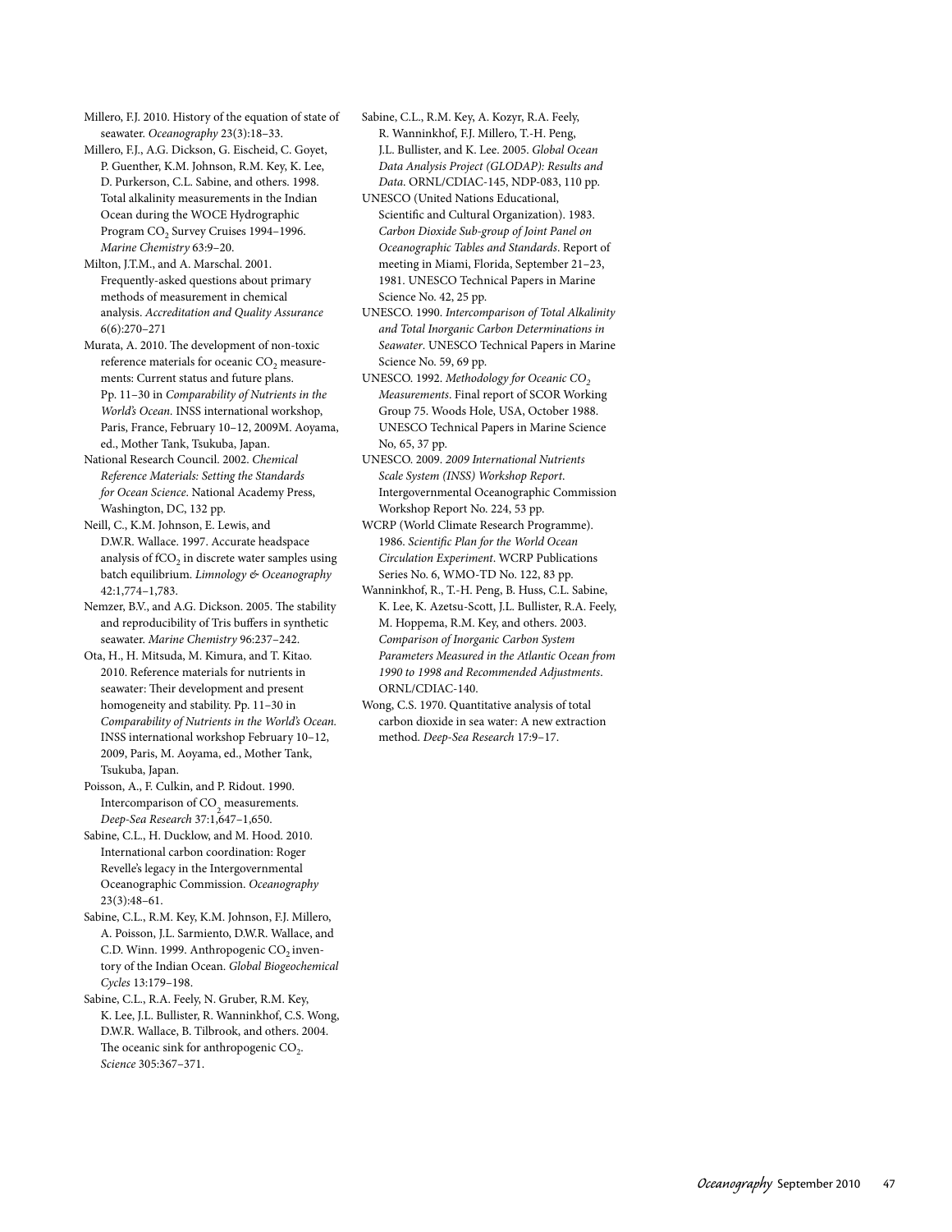Millero, F.J. 2010. History of the equation of state of seawater. *Oceanography* 23(3):18–33.

Millero, F.J., A.G. Dickson, G. Eischeid, C. Goyet, P. Guenther, K.M. Johnson, R.M. Key, K. Lee, D. Purkerson, C.L. Sabine, and others. 1998. Total alkalinity measurements in the Indian Ocean during the WOCE Hydrographic Program $CO_2$ Survey Cruises 1994–1996. *Marine Chemistry* 63:9–20.

Milton, J.T.M., and A. Marschal. 2001. Frequently-asked questions about primary methods of measurement in chemical analysis. *Accreditation and Quality Assurance* 6(6):270–271

Murata, A. 2010. The development of non-toxic reference materials for oceanic $CO_2$ measurements: Current status and future plans. Pp. 11–30 in *Comparability of Nutrients in the World's Ocean*. INSS international workshop, Paris, France, February 10–12, 2009M. Aoyama, ed., Mother Tank, Tsukuba, Japan.

National Research Council. 2002. *Chemical Reference Materials: Setting the Standards for Ocean Science*. National Academy Press, Washington, DC, 132 pp.

Neill, C., K.M. Johnson, E. Lewis, and D.W.R. Wallace. 1997. Accurate headspace analysis of $fCO_2$ in discrete water samples using batch equilibrium. *Limnology & Oceanography* 42:1,774–1,783.

Nemzer, B.V., and A.G. Dickson. 2005. The stability and reproducibility of Tris buffers in synthetic seawater. *Marine Chemistry* 96:237–242.

Ota, H., H. Mitsuda, M. Kimura, and T. Kitao. 2010. Reference materials for nutrients in seawater: Their development and present homogeneity and stability. Pp. 11–30 in *Comparability of Nutrients in the World's Ocean*. INSS international workshop February 10–12, 2009, Paris, M. Aoyama, ed., Mother Tank, Tsukuba, Japan.

Poisson, A., F. Culkin, and P. Ridout. 1990. Intercomparison of $CO_2$ measurements. *Deep-Sea Research* 37:1,647–1,650.

Sabine, C.L., H. Ducklow, and M. Hood. 2010. International carbon coordination: Roger Revelle's legacy in the Intergovernmental Oceanographic Commission. *Oceanography* 23(3):48–61.

Sabine, C.L., R.M. Key, K.M. Johnson, F.J. Millero, A. Poisson, J.L. Sarmiento, D.W.R. Wallace, and C.D. Winn. 1999. Anthropogenic $CO_2$ inventory of the Indian Ocean. *Global Biogeochemical Cycles* 13:179–198.

Sabine, C.L., R.A. Feely, N. Gruber, R.M. Key, K. Lee, J.L. Bullister, R. Wanninkhof, C.S. Wong, D.W.R. Wallace, B. Tilbrook, and others. 2004. The oceanic sink for anthropogenic $CO_2$. *Science* 305:367–371.

Sabine, C.L., R.M. Key, A. Kozyr, R.A. Feely, R. Wanninkhof, F.J. Millero, T.-H. Peng, J.L. Bullister, and K. Lee. 2005. *Global Ocean Data Analysis Project (GLODAP): Results and Data*. ORNL/CDIAC-145, NDP-083, 110 pp.

UNESCO (United Nations Educational, Scientific and Cultural Organization). 1983. *Carbon Dioxide Sub-group of Joint Panel on Oceanographic Tables and Standards*. Report of meeting in Miami, Florida, September 21–23, 1981. UNESCO Technical Papers in Marine Science No. 42, 25 pp.

UNESCO. 1990. *Intercomparison of Total Alkalinity and Total Inorganic Carbon Determinations in Seawater*. UNESCO Technical Papers in Marine Science No. 59, 69 pp.

UNESCO. 1992. *Methodology for Oceanic $CO_2$ Measurements*. Final report of SCOR Working Group 75. Woods Hole, USA, October 1988. UNESCO Technical Papers in Marine Science No, 65, 37 pp.

UNESCO. 2009. *2009 International Nutrients Scale System (INSS) Workshop Report*. Intergovernmental Oceanographic Commission Workshop Report No. 224, 53 pp.

WCRP (World Climate Research Programme). 1986. *Scientific Plan for the World Ocean Circulation Experiment*. WCRP Publications Series No. 6, WMO-TD No. 122, 83 pp.

Wanninkhof, R., T.-H. Peng, B. Huss, C.L. Sabine, K. Lee, K. Azetsu-Scott, J.L. Bullister, R.A. Feely, M. Hoppema, R.M. Key, and others. 2003. *Comparison of Inorganic Carbon System Parameters Measured in the Atlantic Ocean from 1990 to 1998 and Recommended Adjustments*. ORNL/CDIAC-140.

Wong, C.S. 1970. Quantitative analysis of total carbon dioxide in sea water: A new extraction method. *Deep-Sea Research* 17:9–17.